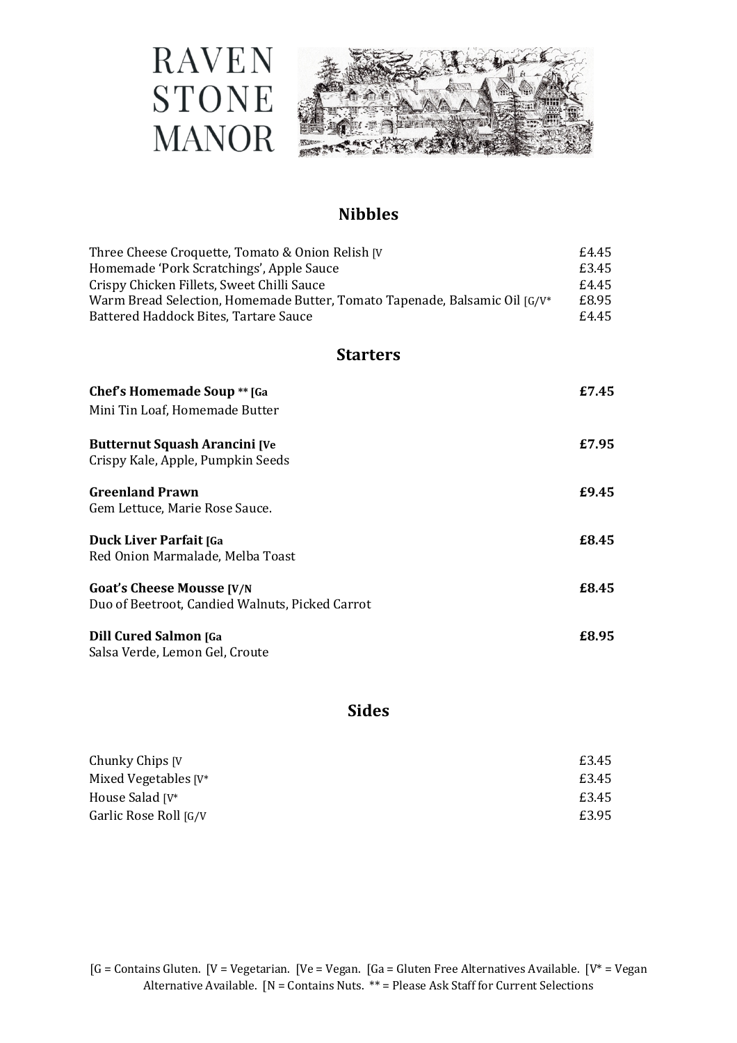# RAVEN STONE MANOR

## Nibbles

| | |
|---|---|
| Three Cheese Croquette, Tomato & Onion Relish [V | £4.45 |
| Homemade 'Pork Scratchings', Apple Sauce | £3.45 |
| Crispy Chicken Fillets, Sweet Chilli Sauce | £4.45 |
| Warm Bread Selection, Homemade Butter, Tomato Tapenade, Balsamic Oil [G/V* | £8.95 |
| Battered Haddock Bites, Tartare Sauce | £4.45 |

## Starters

**Chef's Homemade Soup ** [Ga** — **£7.45**
Mini Tin Loaf, Homemade Butter

**Butternut Squash Arancini [Ve** — **£7.95**
Crispy Kale, Apple, Pumpkin Seeds

**Greenland Prawn** — **£9.45**
Gem Lettuce, Marie Rose Sauce.

**Duck Liver Parfait [Ga** — **£8.45**
Red Onion Marmalade, Melba Toast

**Goat's Cheese Mousse [V/N** — **£8.45**
Duo of Beetroot, Candied Walnuts, Picked Carrot

**Dill Cured Salmon [Ga** — **£8.95**
Salsa Verde, Lemon Gel, Croute

## Sides

| | |
|---|---|
| Chunky Chips [V | £3.45 |
| Mixed Vegetables [V* | £3.45 |
| House Salad [V* | £3.45 |
| Garlic Rose Roll [G/V | £3.95 |

[G = Contains Gluten. [V = Vegetarian. [Ve = Vegan. [Ga = Gluten Free Alternatives Available. [V* = Vegan Alternative Available. [N = Contains Nuts. ** = Please Ask Staff for Current Selections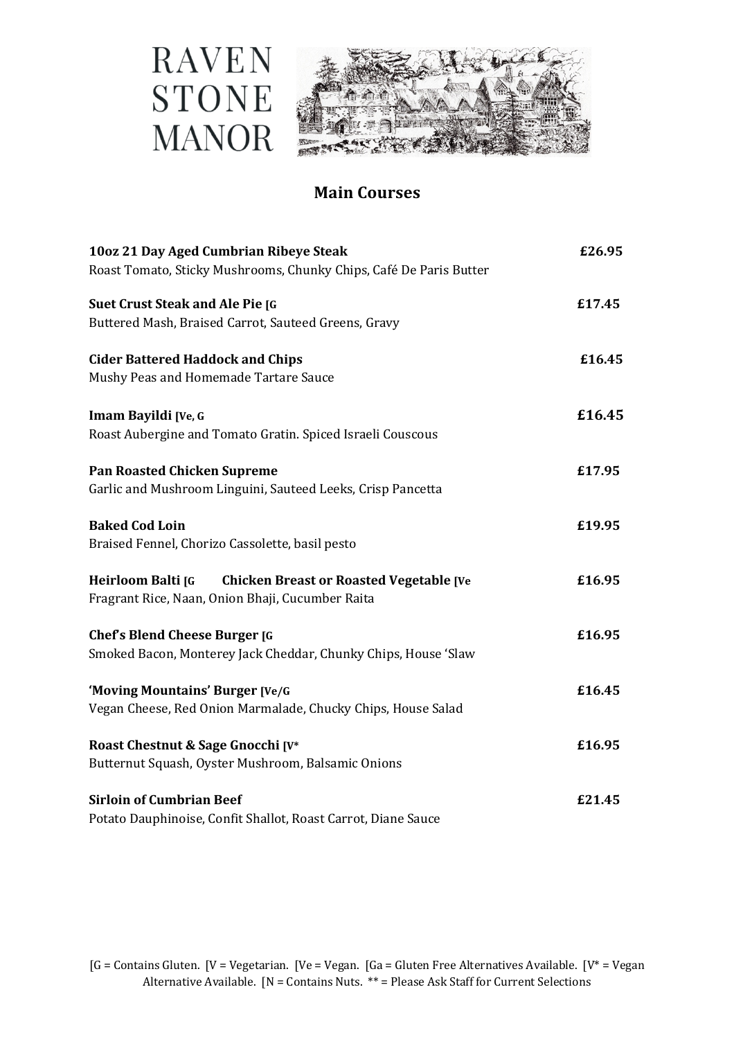RAVEN STONE MANOR

## Main Courses

**10oz 21 Day Aged Cumbrian Ribeye Steak** **£26.95**
Roast Tomato, Sticky Mushrooms, Chunky Chips, Café De Paris Butter

**Suet Crust Steak and Ale Pie [G** **£17.45**
Buttered Mash, Braised Carrot, Sauteed Greens, Gravy

**Cider Battered Haddock and Chips** **£16.45**
Mushy Peas and Homemade Tartare Sauce

**Imam Bayildi [Ve, G** **£16.45**
Roast Aubergine and Tomato Gratin. Spiced Israeli Couscous

**Pan Roasted Chicken Supreme** **£17.95**
Garlic and Mushroom Linguini, Sauteed Leeks, Crisp Pancetta

**Baked Cod Loin** **£19.95**
Braised Fennel, Chorizo Cassolette, basil pesto

**Heirloom Balti [G** **Chicken Breast or Roasted Vegetable [Ve** **£16.95**
Fragrant Rice, Naan, Onion Bhaji, Cucumber Raita

**Chef's Blend Cheese Burger [G** **£16.95**
Smoked Bacon, Monterey Jack Cheddar, Chunky Chips, House 'Slaw

**'Moving Mountains' Burger [Ve/G** **£16.45**
Vegan Cheese, Red Onion Marmalade, Chucky Chips, House Salad

**Roast Chestnut & Sage Gnocchi [V*** **£16.95**
Butternut Squash, Oyster Mushroom, Balsamic Onions

**Sirloin of Cumbrian Beef** **£21.45**
Potato Dauphinoise, Confit Shallot, Roast Carrot, Diane Sauce

[G = Contains Gluten. [V = Vegetarian. [Ve = Vegan. [Ga = Gluten Free Alternatives Available. [V* = Vegan Alternative Available. [N = Contains Nuts. ** = Please Ask Staff for Current Selections